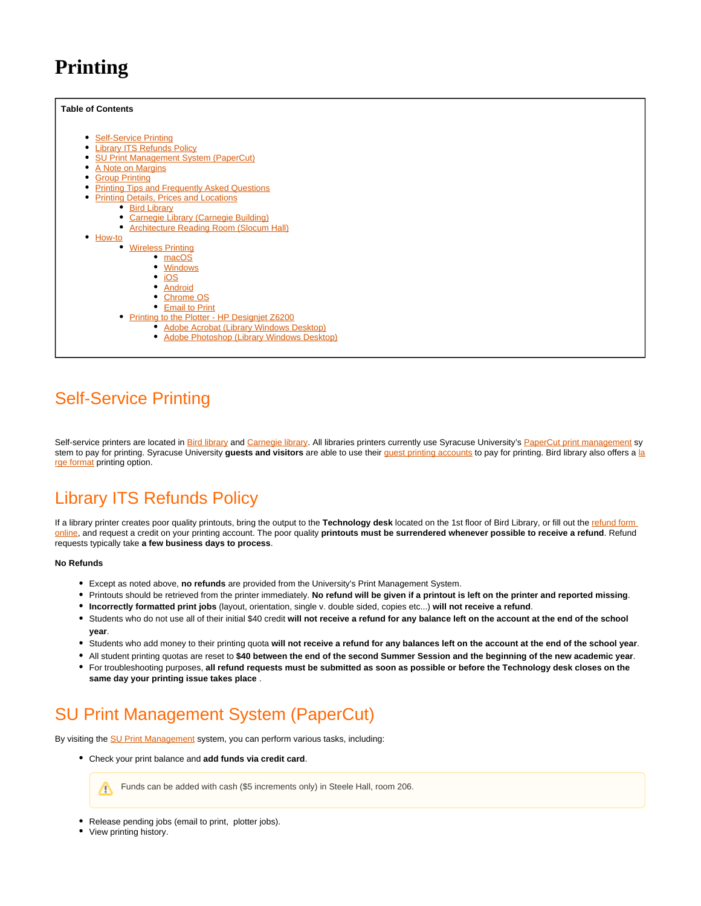# Printing

**Table of Contents**

- Self-Service Printing
- Library ITS Refunds Policy
- SU Print Management System (PaperCut)
- A Note on Margins
- Group Printing
- Printing Tips and Frequently Asked Questions
- Printing Details, Prices and Locations
  - Bird Library
  - Carnegie Library (Carnegie Building)
  - Architecture Reading Room (Slocum Hall)
- How-to
  - Wireless Printing
    - macOS
    - Windows
    - iOS
    - Android
    - Chrome OS
    - Email to Print
  - Printing to the Plotter - HP Designjet Z6200
    - Adobe Acrobat (Library Windows Desktop)
    - Adobe Photoshop (Library Windows Desktop)

## Self-Service Printing

Self-service printers are located in Bird library and Carnegie library. All libraries printers currently use Syracuse University's PaperCut print management system to pay for printing. Syracuse University **guests and visitors** are able to use their guest printing accounts to pay for printing. Bird library also offers a large format printing option.

## Library ITS Refunds Policy

If a library printer creates poor quality printouts, bring the output to the **Technology desk** located on the 1st floor of Bird Library, or fill out the refund form online, and request a credit on your printing account. The poor quality **printouts must be surrendered whenever possible to receive a refund**. Refund requests typically take **a few business days to process**.

**No Refunds**

- Except as noted above, **no refunds** are provided from the University's Print Management System.
- Printouts should be retrieved from the printer immediately. **No refund will be given if a printout is left on the printer and reported missing**.
- **Incorrectly formatted print jobs** (layout, orientation, single v. double sided, copies etc...) **will not receive a refund**.
- Students who do not use all of their initial $40 credit **will not receive a refund for any balance left on the account at the end of the school year**.
- Students who add money to their printing quota **will not receive a refund for any balances left on the account at the end of the school year**.
- All student printing quotas are reset to **$40 between the end of the second Summer Session and the beginning of the new academic year**.
- For troubleshooting purposes, **all refund requests must be submitted as soon as possible or before the Technology desk closes on the same day your printing issue takes place** .

## SU Print Management System (PaperCut)

By visiting the SU Print Management system, you can perform various tasks, including:

- Check your print balance and **add funds via credit card**.

> Funds can be added with cash ($5 increments only) in Steele Hall, room 206.

- Release pending jobs (email to print, plotter jobs).
- View printing history.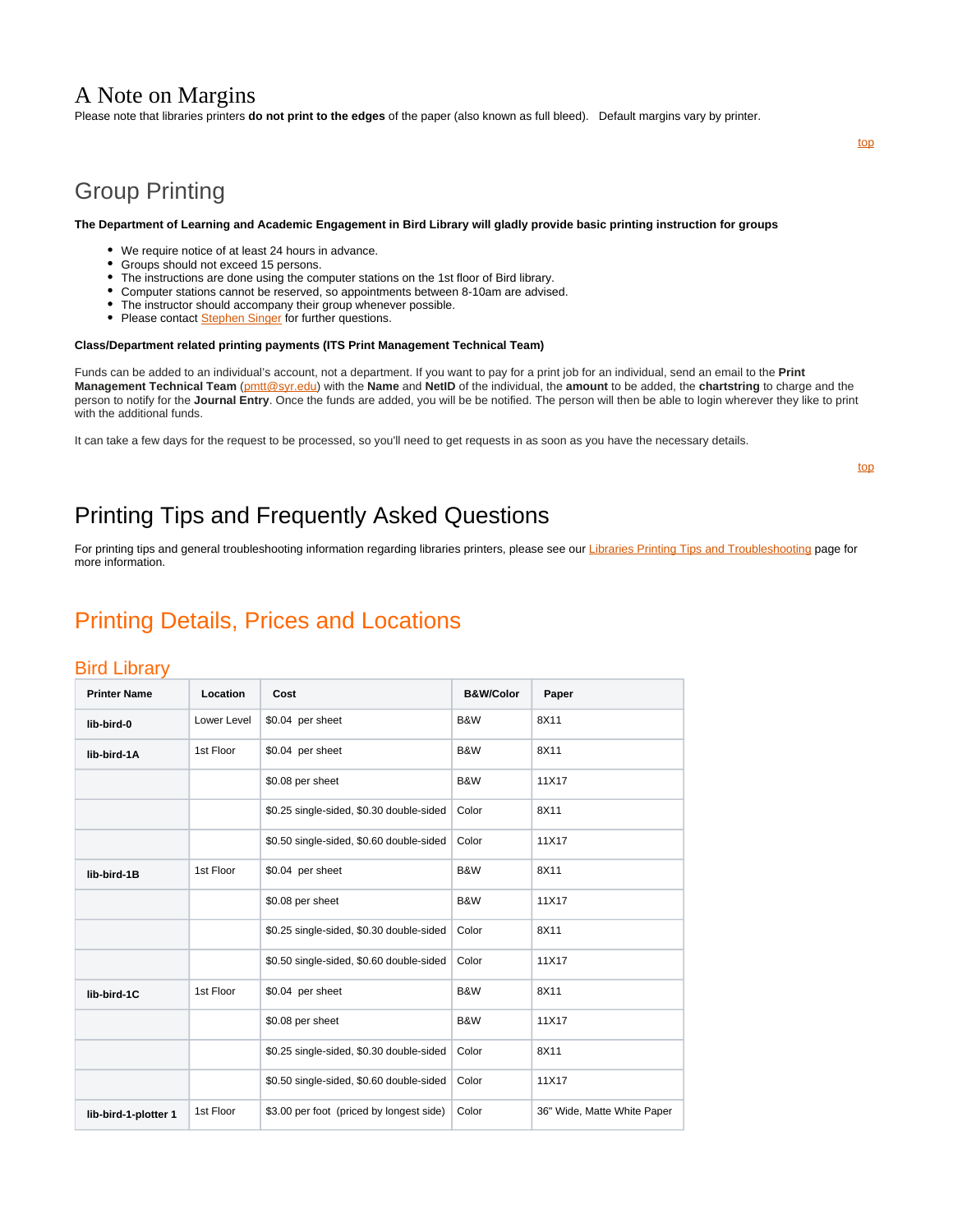# A Note on Margins

Please note that libraries printers **do not print to the edges** of the paper (also known as full bleed). Default margins vary by printer.

top

## Group Printing

**The Department of Learning and Academic Engagement in Bird Library will gladly provide basic printing instruction for groups**

- We require notice of at least 24 hours in advance.
- Groups should not exceed 15 persons.
- The instructions are done using the computer stations on the 1st floor of Bird library.
- Computer stations cannot be reserved, so appointments between 8-10am are advised.
- The instructor should accompany their group whenever possible.
- Please contact Stephen Singer for further questions.

**Class/Department related printing payments (ITS Print Management Technical Team)**

Funds can be added to an individual's account, not a department. If you want to pay for a print job for an individual, send an email to the **Print Management Technical Team** (pmtt@syr.edu) with the **Name** and **NetID** of the individual, the **amount** to be added, the **chartstring** to charge and the person to notify for the **Journal Entry**. Once the funds are added, you will be notified. The person will then be able to login wherever they like to print with the additional funds.

It can take a few days for the request to be processed, so you'll need to get requests in as soon as you have the necessary details.

top

## Printing Tips and Frequently Asked Questions

For printing tips and general troubleshooting information regarding libraries printers, please see our Libraries Printing Tips and Troubleshooting page for more information.

## Printing Details, Prices and Locations

### Bird Library

| Printer Name | Location | Cost | B&W/Color | Paper |
|---|---|---|---|---|
| **lib-bird-0** | Lower Level | $0.04 per sheet | B&W | 8X11 |
| **lib-bird-1A** | 1st Floor | $0.04 per sheet | B&W | 8X11 |
| | | $0.08 per sheet | B&W | 11X17 |
| | | $0.25 single-sided, $0.30 double-sided | Color | 8X11 |
| | | $0.50 single-sided, $0.60 double-sided | Color | 11X17 |
| **lib-bird-1B** | 1st Floor | $0.04 per sheet | B&W | 8X11 |
| | | $0.08 per sheet | B&W | 11X17 |
| | | $0.25 single-sided, $0.30 double-sided | Color | 8X11 |
| | | $0.50 single-sided, $0.60 double-sided | Color | 11X17 |
| **lib-bird-1C** | 1st Floor | $0.04 per sheet | B&W | 8X11 |
| | | $0.08 per sheet | B&W | 11X17 |
| | | $0.25 single-sided, $0.30 double-sided | Color | 8X11 |
| | | $0.50 single-sided, $0.60 double-sided | Color | 11X17 |
| **lib-bird-1-plotter 1** | 1st Floor | $3.00 per foot (priced by longest side) | Color | 36" Wide, Matte White Paper |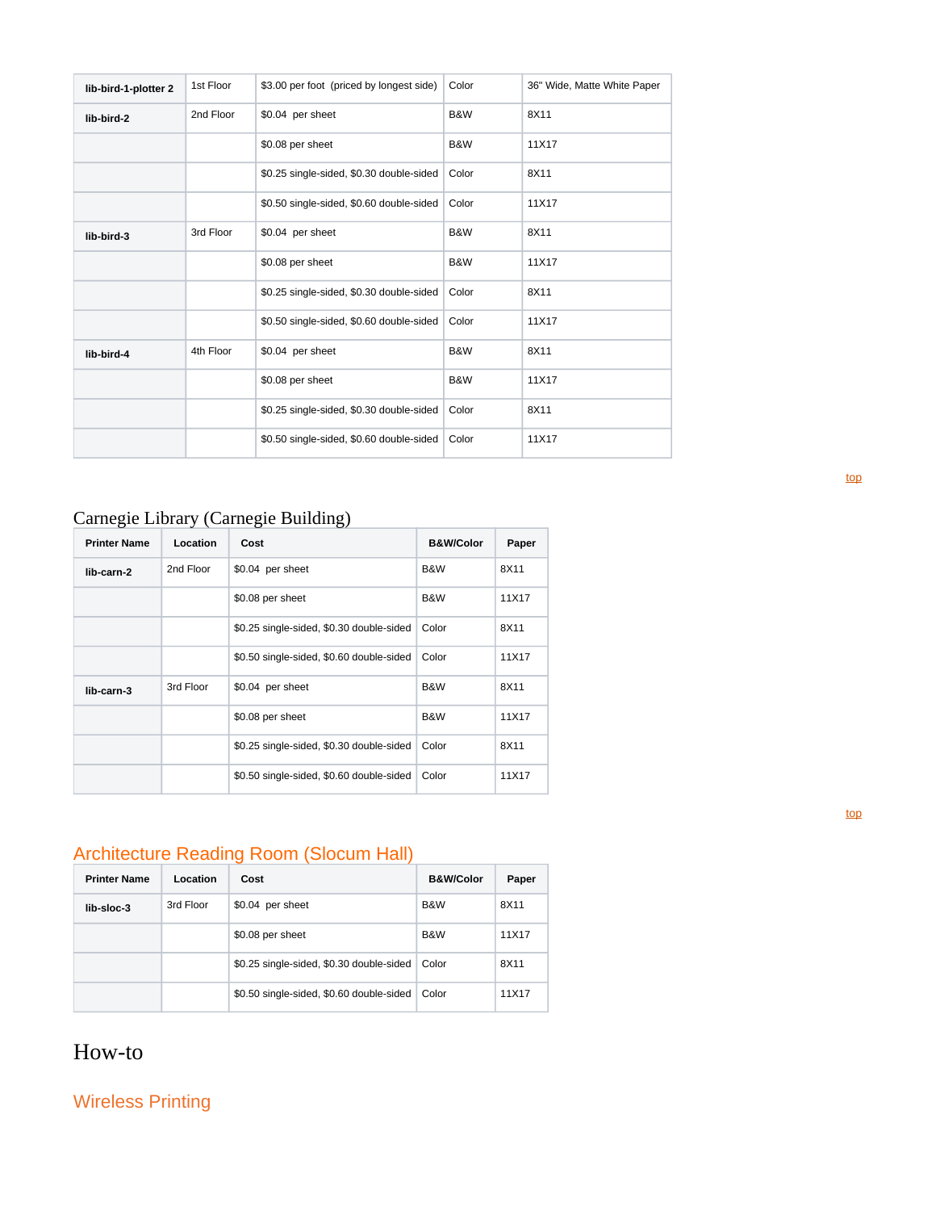| lib-bird-1-plotter 2 | 1st Floor | $3.00 per foot (priced by longest side) | Color | 36" Wide, Matte White Paper |
|---|---|---|---|---|
| lib-bird-2 | 2nd Floor | $0.04 per sheet | B&W | 8X11 |
| | | $0.08 per sheet | B&W | 11X17 |
| | | $0.25 single-sided, $0.30 double-sided | Color | 8X11 |
| | | $0.50 single-sided, $0.60 double-sided | Color | 11X17 |
| lib-bird-3 | 3rd Floor | $0.04 per sheet | B&W | 8X11 |
| | | $0.08 per sheet | B&W | 11X17 |
| | | $0.25 single-sided, $0.30 double-sided | Color | 8X11 |
| | | $0.50 single-sided, $0.60 double-sided | Color | 11X17 |
| lib-bird-4 | 4th Floor | $0.04 per sheet | B&W | 8X11 |
| | | $0.08 per sheet | B&W | 11X17 |
| | | $0.25 single-sided, $0.30 double-sided | Color | 8X11 |
| | | $0.50 single-sided, $0.60 double-sided | Color | 11X17 |

top

## Carnegie Library (Carnegie Building)

| Printer Name | Location | Cost | B&W/Color | Paper |
|---|---|---|---|---|
| lib-carn-2 | 2nd Floor | $0.04 per sheet | B&W | 8X11 |
| | | $0.08 per sheet | B&W | 11X17 |
| | | $0.25 single-sided, $0.30 double-sided | Color | 8X11 |
| | | $0.50 single-sided, $0.60 double-sided | Color | 11X17 |
| lib-carn-3 | 3rd Floor | $0.04 per sheet | B&W | 8X11 |
| | | $0.08 per sheet | B&W | 11X17 |
| | | $0.25 single-sided, $0.30 double-sided | Color | 8X11 |
| | | $0.50 single-sided, $0.60 double-sided | Color | 11X17 |

top

## Architecture Reading Room (Slocum Hall)

| Printer Name | Location | Cost | B&W/Color | Paper |
|---|---|---|---|---|
| lib-sloc-3 | 3rd Floor | $0.04 per sheet | B&W | 8X11 |
| | | $0.08 per sheet | B&W | 11X17 |
| | | $0.25 single-sided, $0.30 double-sided | Color | 8X11 |
| | | $0.50 single-sided, $0.60 double-sided | Color | 11X17 |

# How-to

## Wireless Printing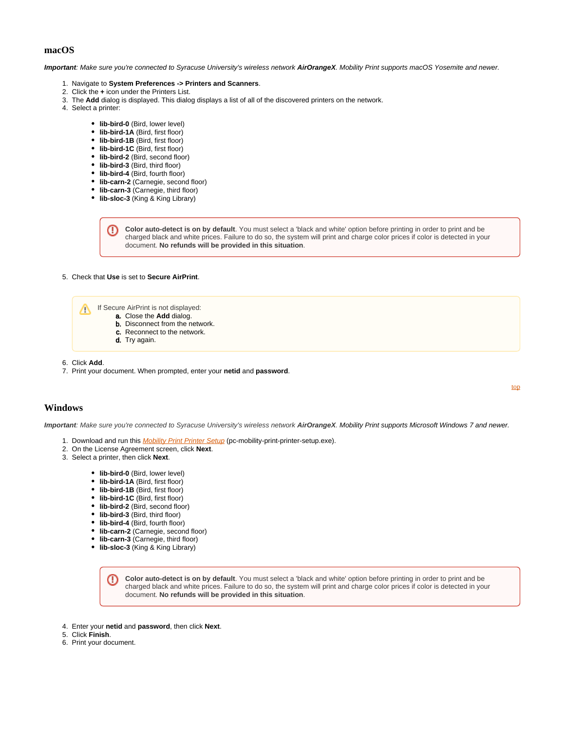## macOS

***Important**: Make sure you're connected to Syracuse University's wireless network **AirOrangeX**. Mobility Print supports macOS Yosemite and newer.*

1. Navigate to **System Preferences -> Printers and Scanners**.
2. Click the **+** icon under the Printers List.
3. The **Add** dialog is displayed. This dialog displays a list of all of the discovered printers on the network.
4. Select a printer:

    - **lib-bird-0** (Bird, lower level)
    - **lib-bird-1A** (Bird, first floor)
    - **lib-bird-1B** (Bird, first floor)
    - **lib-bird-1C** (Bird, first floor)
    - **lib-bird-2** (Bird, second floor)
    - **lib-bird-3** (Bird, third floor)
    - **lib-bird-4** (Bird, fourth floor)
    - **lib-carn-2** (Carnegie, second floor)
    - **lib-carn-3** (Carnegie, third floor)
    - **lib-sloc-3** (King & King Library)

    > **Color auto-detect is on by default**. You must select a 'black and white' option before printing in order to print and be charged black and white prices. Failure to do so, the system will print and charge color prices if color is detected in your document. **No refunds will be provided in this situation**.

5. Check that **Use** is set to **Secure AirPrint**.

    > If Secure AirPrint is not displayed:
    > a. Close the **Add** dialog.
    > b. Disconnect from the network.
    > c. Reconnect to the network.
    > d. Try again.

6. Click **Add**.
7. Print your document. When prompted, enter your **netid** and **password**.

top

## Windows

***Important**: Make sure you're connected to Syracuse University's wireless network **AirOrangeX**. Mobility Print supports Microsoft Windows 7 and newer.*

1. Download and run this *Mobility Print Printer Setup* (pc-mobility-print-printer-setup.exe).
2. On the License Agreement screen, click **Next**.
3. Select a printer, then click **Next**.

    - **lib-bird-0** (Bird, lower level)
    - **lib-bird-1A** (Bird, first floor)
    - **lib-bird-1B** (Bird, first floor)
    - **lib-bird-1C** (Bird, first floor)
    - **lib-bird-2** (Bird, second floor)
    - **lib-bird-3** (Bird, third floor)
    - **lib-bird-4** (Bird, fourth floor)
    - **lib-carn-2** (Carnegie, second floor)
    - **lib-carn-3** (Carnegie, third floor)
    - **lib-sloc-3** (King & King Library)

    > **Color auto-detect is on by default**. You must select a 'black and white' option before printing in order to print and be charged black and white prices. Failure to do so, the system will print and charge color prices if color is detected in your document. **No refunds will be provided in this situation**.

4. Enter your **netid** and **password**, then click **Next**.
5. Click **Finish**.
6. Print your document.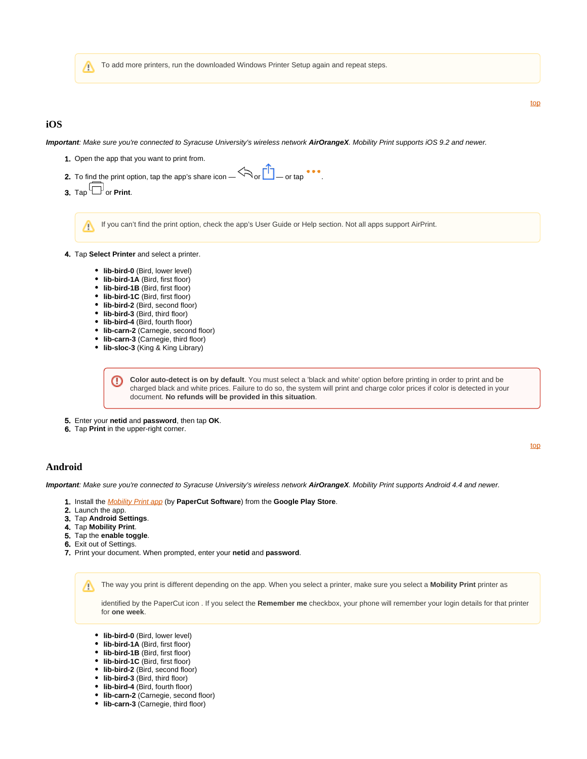> ⚠ To add more printers, run the downloaded Windows Printer Setup again and repeat steps.

top

## iOS

***Important**: Make sure you're connected to Syracuse University's wireless network **AirOrangeX**. Mobility Print supports iOS 9.2 and newer.*

1. Open the app that you want to print from.
2. To find the print option, tap the app's share icon — or — or tap .
3. Tap or **Print**.

> ⚠ If you can't find the print option, check the app's User Guide or Help section. Not all apps support AirPrint.

4. Tap **Select Printer** and select a printer.
   - **lib-bird-0** (Bird, lower level)
   - **lib-bird-1A** (Bird, first floor)
   - **lib-bird-1B** (Bird, first floor)
   - **lib-bird-1C** (Bird, first floor)
   - **lib-bird-2** (Bird, second floor)
   - **lib-bird-3** (Bird, third floor)
   - **lib-bird-4** (Bird, fourth floor)
   - **lib-carn-2** (Carnegie, second floor)
   - **lib-carn-3** (Carnegie, third floor)
   - **lib-sloc-3** (King & King Library)

   > ⓘ **Color auto-detect is on by default**. You must select a 'black and white' option before printing in order to print and be charged black and white prices. Failure to do so, the system will print and charge color prices if color is detected in your document. **No refunds will be provided in this situation**.

5. Enter your **netid** and **password**, then tap **OK**.
6. Tap **Print** in the upper-right corner.

top

## Android

***Important**: Make sure you're connected to Syracuse University's wireless network **AirOrangeX**. Mobility Print supports Android 4.4 and newer.*

1. Install the *Mobility Print app* (by **PaperCut Software**) from the **Google Play Store**.
2. Launch the app.
3. Tap **Android Settings**.
4. Tap **Mobility Print**.
5. Tap the **enable toggle**.
6. Exit out of Settings.
7. Print your document. When prompted, enter your **netid** and **password**.

> ⚠ The way you print is different depending on the app. When you select a printer, make sure you select a **Mobility Print** printer as
>
> identified by the PaperCut icon . If you select the **Remember me** checkbox, your phone will remember your login details for that printer for **one week**.

- **lib-bird-0** (Bird, lower level)
- **lib-bird-1A** (Bird, first floor)
- **lib-bird-1B** (Bird, first floor)
- **lib-bird-1C** (Bird, first floor)
- **lib-bird-2** (Bird, second floor)
- **lib-bird-3** (Bird, third floor)
- **lib-bird-4** (Bird, fourth floor)
- **lib-carn-2** (Carnegie, second floor)
- **lib-carn-3** (Carnegie, third floor)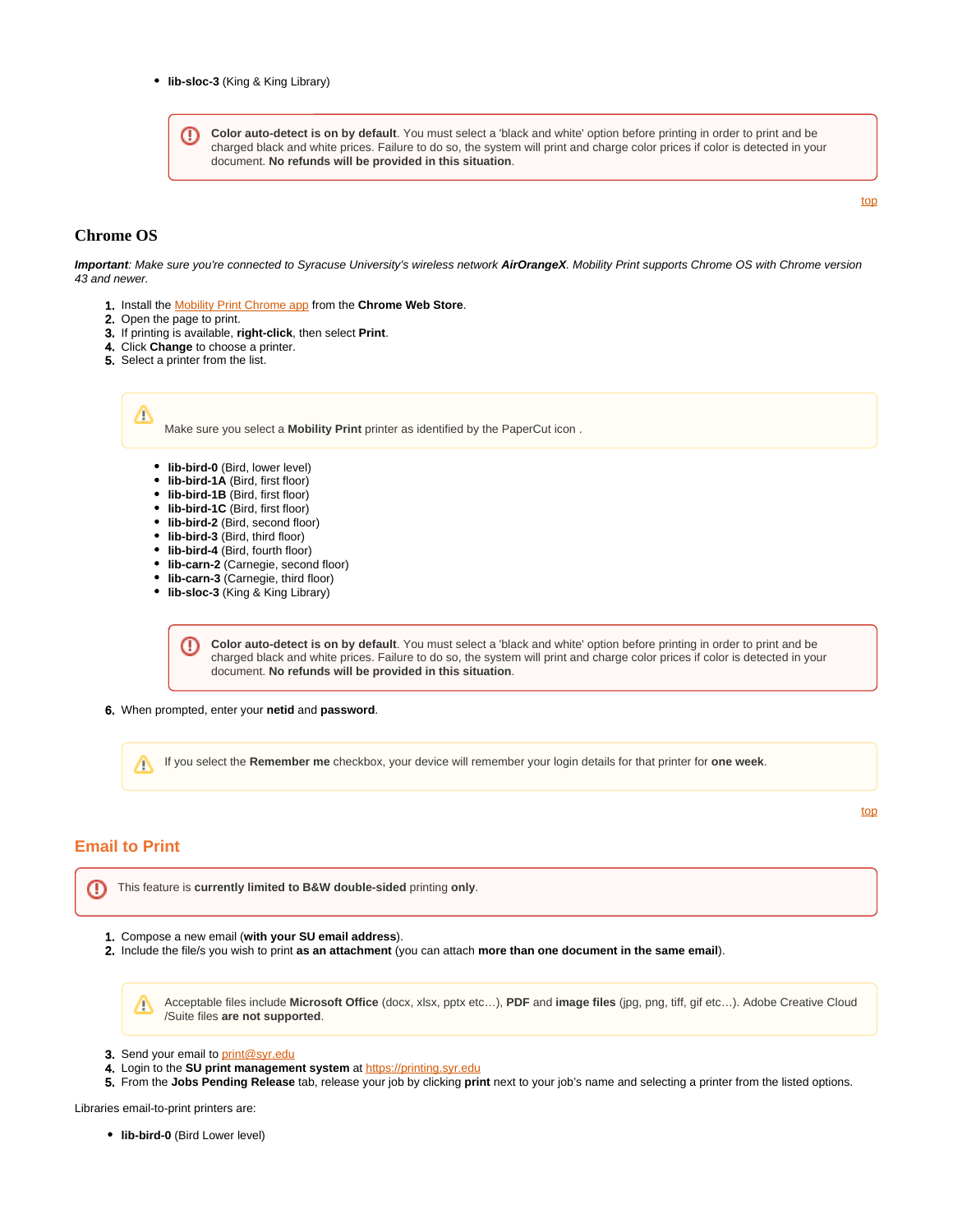- **lib-sloc-3** (King & King Library)

> **Color auto-detect is on by default**. You must select a 'black and white' option before printing in order to print and be charged black and white prices. Failure to do so, the system will print and charge color prices if color is detected in your document. **No refunds will be provided in this situation**.

top

## Chrome OS

***Important****: Make sure you're connected to Syracuse University's wireless network* ***AirOrangeX****. Mobility Print supports Chrome OS with Chrome version 43 and newer.*

1. Install the Mobility Print Chrome app from the **Chrome Web Store**.
2. Open the page to print.
3. If printing is available, **right-click**, then select **Print**.
4. Click **Change** to choose a printer.
5. Select a printer from the list.

> Make sure you select a **Mobility Print** printer as identified by the PaperCut icon .

- **lib-bird-0** (Bird, lower level)
- **lib-bird-1A** (Bird, first floor)
- **lib-bird-1B** (Bird, first floor)
- **lib-bird-1C** (Bird, first floor)
- **lib-bird-2** (Bird, second floor)
- **lib-bird-3** (Bird, third floor)
- **lib-bird-4** (Bird, fourth floor)
- **lib-carn-2** (Carnegie, second floor)
- **lib-carn-3** (Carnegie, third floor)
- **lib-sloc-3** (King & King Library)

> **Color auto-detect is on by default**. You must select a 'black and white' option before printing in order to print and be charged black and white prices. Failure to do so, the system will print and charge color prices if color is detected in your document. **No refunds will be provided in this situation**.

6. When prompted, enter your **netid** and **password**.

> If you select the **Remember me** checkbox, your device will remember your login details for that printer for **one week**.

top

## Email to Print

> This feature is **currently limited to B&W double-sided** printing **only**.

1. Compose a new email (**with your SU email address**).
2. Include the file/s you wish to print **as an attachment** (you can attach **more than one document in the same email**).

> Acceptable files include **Microsoft Office** (docx, xlsx, pptx etc…), **PDF** and **image files** (jpg, png, tiff, gif etc…). Adobe Creative Cloud /Suite files **are not supported**.

3. Send your email to print@syr.edu
4. Login to the **SU print management system** at https://printing.syr.edu
5. From the **Jobs Pending Release** tab, release your job by clicking **print** next to your job's name and selecting a printer from the listed options.

Libraries email-to-print printers are:

- **lib-bird-0** (Bird Lower level)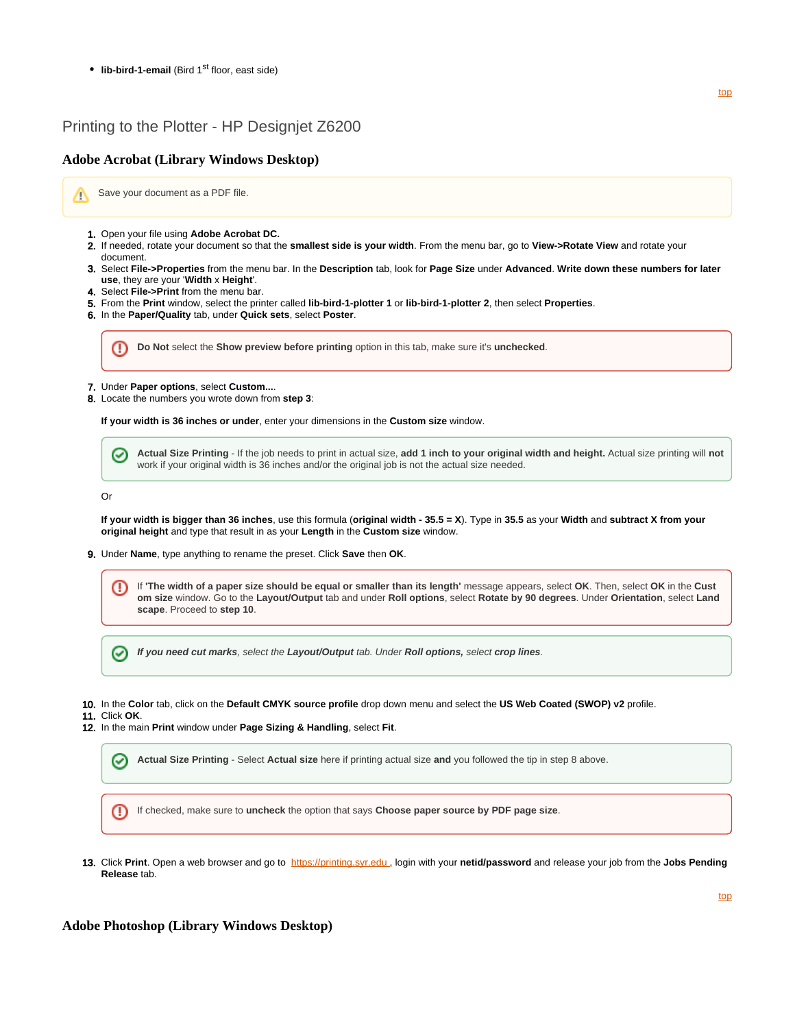- **lib-bird-1-email** (Bird 1st floor, east side)

top

## Printing to the Plotter - HP Designjet Z6200

### Adobe Acrobat (Library Windows Desktop)

> ⚠ Save your document as a PDF file.

1. Open your file using **Adobe Acrobat DC.**
2. If needed, rotate your document so that the **smallest side is your width**. From the menu bar, go to **View->Rotate View** and rotate your document.
3. Select **File->Properties** from the menu bar. In the **Description** tab, look for **Page Size** under **Advanced**. **Write down these numbers for later use**, they are your '**Width** x **Height**'.
4. Select **File->Print** from the menu bar.
5. From the **Print** window, select the printer called **lib-bird-1-plotter 1** or **lib-bird-1-plotter 2**, then select **Properties**.
6. In the **Paper/Quality** tab, under **Quick sets**, select **Poster**.

   > **Do Not** select the **Show preview before printing** option in this tab, make sure it's **unchecked**.

7. Under **Paper options**, select **Custom...**.
8. Locate the numbers you wrote down from **step 3**:

   **If your width is 36 inches or under**, enter your dimensions in the **Custom size** window.

   > **Actual Size Printing** - If the job needs to print in actual size, **add 1 inch to your original width and height.** Actual size printing will **not** work if your original width is 36 inches and/or the original job is not the actual size needed.

   Or

   **If your width is bigger than 36 inches**, use this formula (**original width - 35.5 = X**). Type in **35.5** as your **Width** and **subtract X from your original height** and type that result in as your **Length** in the **Custom size** window.

9. Under **Name**, type anything to rename the preset. Click **Save** then **OK**.

   > If **'The width of a paper size should be equal or smaller than its length'** message appears, select **OK**. Then, select **OK** in the **Custom size** window. Go to the **Layout/Output** tab and under **Roll options**, select **Rotate by 90 degrees**. Under **Orientation**, select **Landscape**. Proceed to **step 10**.

   > ***If you need cut marks**, select the **Layout/Output** tab. Under **Roll options,** select **crop lines**.*

10. In the **Color** tab, click on the **Default CMYK source profile** drop down menu and select the **US Web Coated (SWOP) v2** profile.
11. Click **OK**.
12. In the main **Print** window under **Page Sizing & Handling**, select **Fit**.

    > **Actual Size Printing** - Select **Actual size** here if printing actual size **and** you followed the tip in step 8 above.

    > If checked, make sure to **uncheck** the option that says **Choose paper source by PDF page size**.

13. Click **Print**. Open a web browser and go to https://printing.syr.edu , login with your **netid/password** and release your job from the **Jobs Pending Release** tab.

top

### Adobe Photoshop (Library Windows Desktop)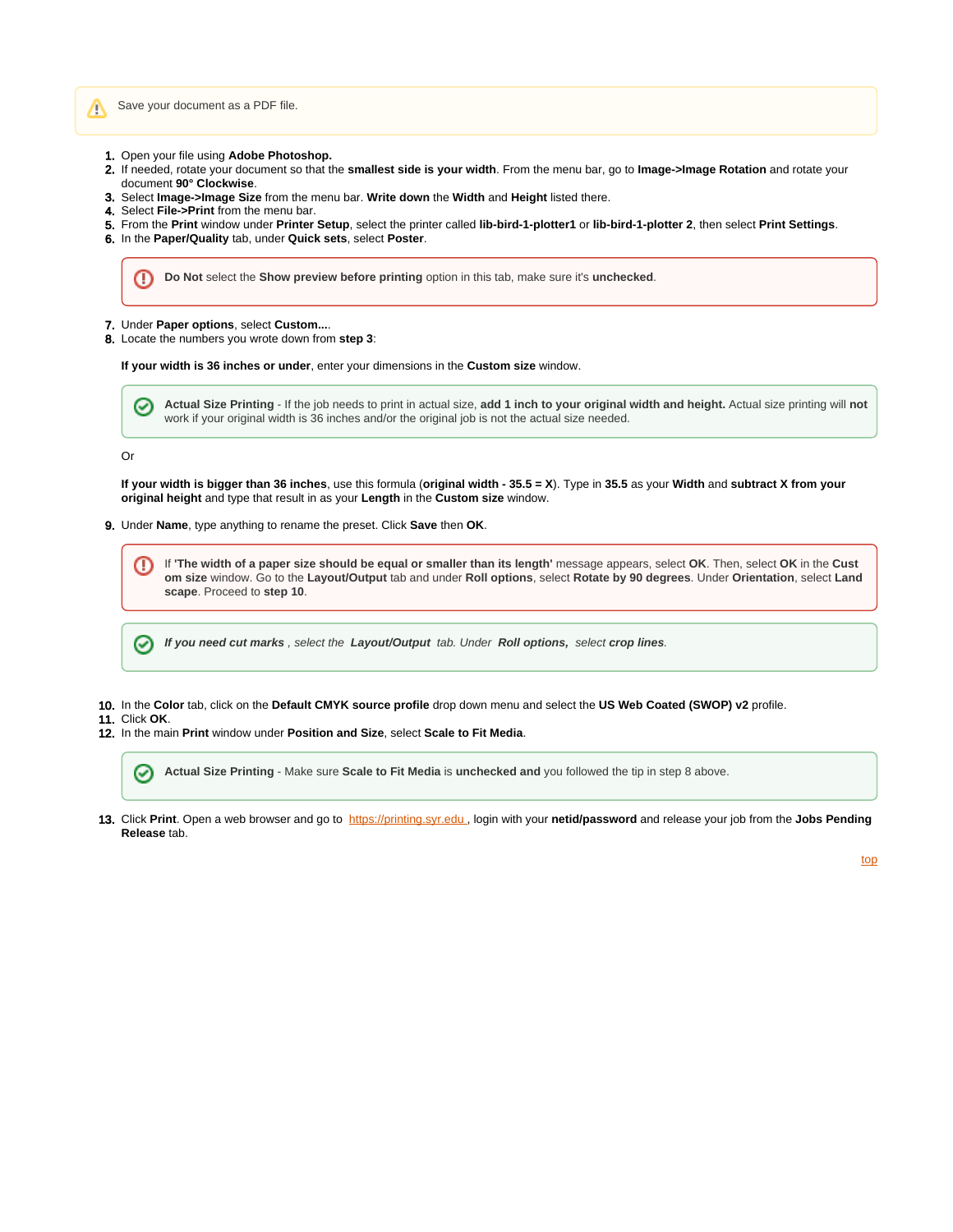Save your document as a PDF file.

1. Open your file using **Adobe Photoshop.**
2. If needed, rotate your document so that the **smallest side is your width**. From the menu bar, go to **Image->Image Rotation** and rotate your document **90° Clockwise**.
3. Select **Image->Image Size** from the menu bar. **Write down** the **Width** and **Height** listed there.
4. Select **File->Print** from the menu bar.
5. From the **Print** window under **Printer Setup**, select the printer called **lib-bird-1-plotter1** or **lib-bird-1-plotter 2**, then select **Print Settings**.
6. In the **Paper/Quality** tab, under **Quick sets**, select **Poster**.

   **Do Not** select the **Show preview before printing** option in this tab, make sure it's **unchecked**.

7. Under **Paper options**, select **Custom...**.
8. Locate the numbers you wrote down from **step 3**:

   **If your width is 36 inches or under**, enter your dimensions in the **Custom size** window.

   **Actual Size Printing** - If the job needs to print in actual size, **add 1 inch to your original width and height.** Actual size printing will **not** work if your original width is 36 inches and/or the original job is not the actual size needed.

   Or

   **If your width is bigger than 36 inches**, use this formula (**original width - 35.5 = X**). Type in **35.5** as your **Width** and **subtract X from your original height** and type that result in as your **Length** in the **Custom size** window.

9. Under **Name**, type anything to rename the preset. Click **Save** then **OK**.

   If **'The width of a paper size should be equal or smaller than its length'** message appears, select **OK**. Then, select **OK** in the **Custom size** window. Go to the **Layout/Output** tab and under **Roll options**, select **Rotate by 90 degrees**. Under **Orientation**, select **Landscape**. Proceed to **step 10**.

   ***If you need cut marks** , select the **Layout/Output** tab. Under **Roll options,** select **crop lines**.*

10. In the **Color** tab, click on the **Default CMYK source profile** drop down menu and select the **US Web Coated (SWOP) v2** profile.
11. Click **OK**.
12. In the main **Print** window under **Position and Size**, select **Scale to Fit Media**.

    **Actual Size Printing** - Make sure **Scale to Fit Media** is **unchecked and** you followed the tip in step 8 above.

13. Click **Print**. Open a web browser and go to [https://printing.syr.edu](https://printing.syr.edu) , login with your **netid/password** and release your job from the **Jobs Pending Release** tab.

top